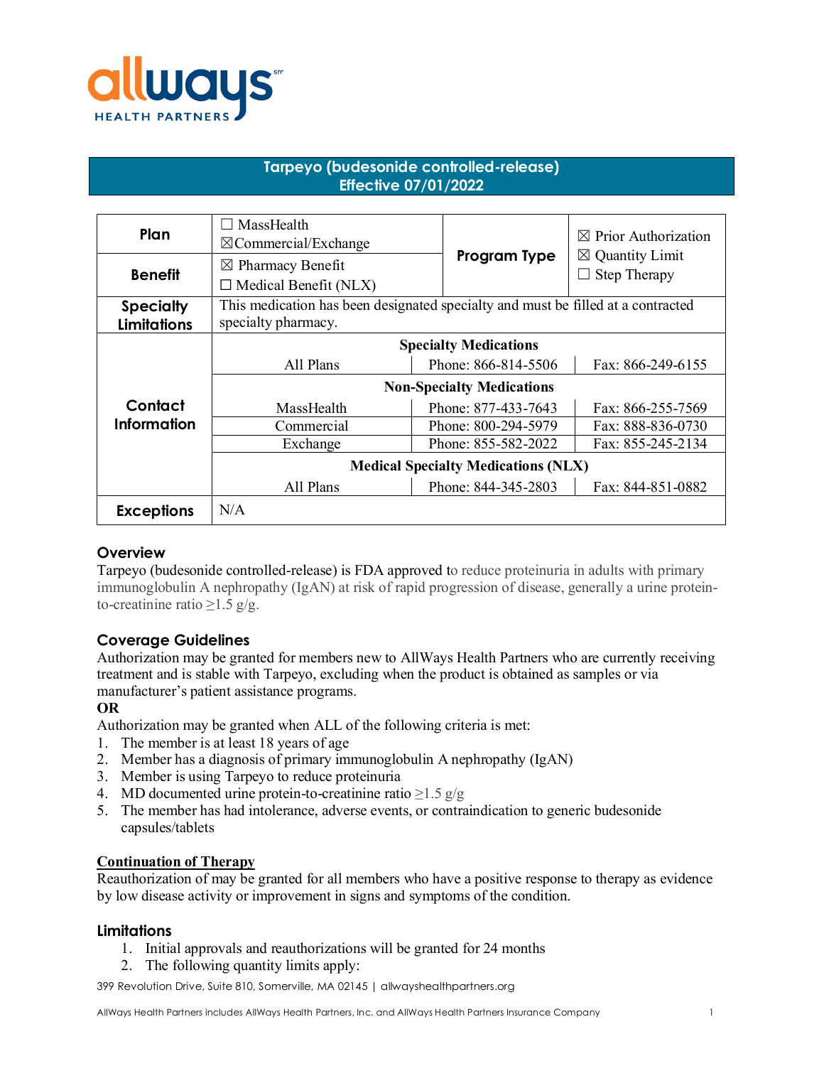# Tarpeyo (budesonide controlled-release)
## Effective 07/01/2022

| | | | |
|---|---|---|---|
| **Plan** | ☐ MassHealth<br>☒Commercial/Exchange | **Program Type** | ☒ Prior Authorization<br>☒ Quantity Limit<br>☐ Step Therapy |
| **Benefit** | ☒ Pharmacy Benefit<br>☐ Medical Benefit (NLX) | | |
| **Specialty Limitations** | This medication has been designated specialty and must be filled at a contracted specialty pharmacy. | | |
| **Contact Information** | **Specialty Medications**<br>All Plans — Phone: 866-814-5506 — Fax: 866-249-6155<br>**Non-Specialty Medications**<br>MassHealth — Phone: 877-433-7643 — Fax: 866-255-7569<br>Commercial — Phone: 800-294-5979 — Fax: 888-836-0730<br>Exchange — Phone: 855-582-2022 — Fax: 855-245-2134<br>**Medical Specialty Medications (NLX)**<br>All Plans — Phone: 844-345-2803 — Fax: 844-851-0882 | | |
| **Exceptions** | N/A | | |

## Overview

Tarpeyo (budesonide controlled-release) is FDA approved to reduce proteinuria in adults with primary immunoglobulin A nephropathy (IgAN) at risk of rapid progression of disease, generally a urine protein-to-creatinine ratio ≥1.5 g/g.

## Coverage Guidelines

Authorization may be granted for members new to AllWays Health Partners who are currently receiving treatment and is stable with Tarpeyo, excluding when the product is obtained as samples or via manufacturer's patient assistance programs.

**OR**

Authorization may be granted when ALL of the following criteria is met:

1. The member is at least 18 years of age
2. Member has a diagnosis of primary immunoglobulin A nephropathy (IgAN)
3. Member is using Tarpeyo to reduce proteinuria
4. MD documented urine protein-to-creatinine ratio ≥1.5 g/g
5. The member has had intolerance, adverse events, or contraindication to generic budesonide capsules/tablets

**Continuation of Therapy**

Reauthorization of may be granted for all members who have a positive response to therapy as evidence by low disease activity or improvement in signs and symptoms of the condition.

## Limitations

1. Initial approvals and reauthorizations will be granted for 24 months
2. The following quantity limits apply: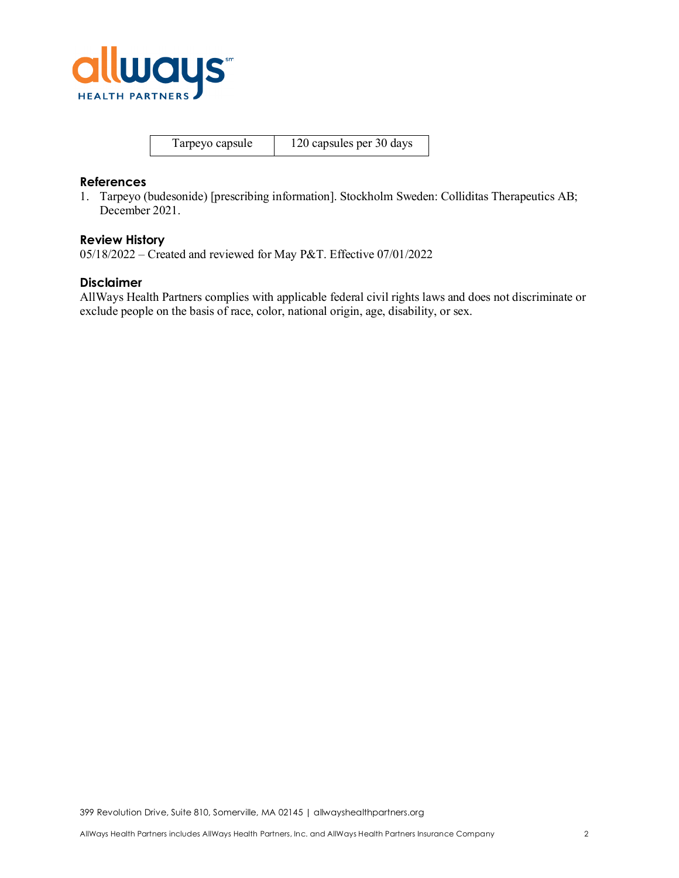| | |
|---|---|
| Tarpeyo capsule | 120 capsules per 30 days |

### References

1. Tarpeyo (budesonide) [prescribing information]. Stockholm Sweden: Colliditas Therapeutics AB; December 2021.

### Review History

05/18/2022 – Created and reviewed for May P&T. Effective 07/01/2022

### Disclaimer

AllWays Health Partners complies with applicable federal civil rights laws and does not discriminate or exclude people on the basis of race, color, national origin, age, disability, or sex.